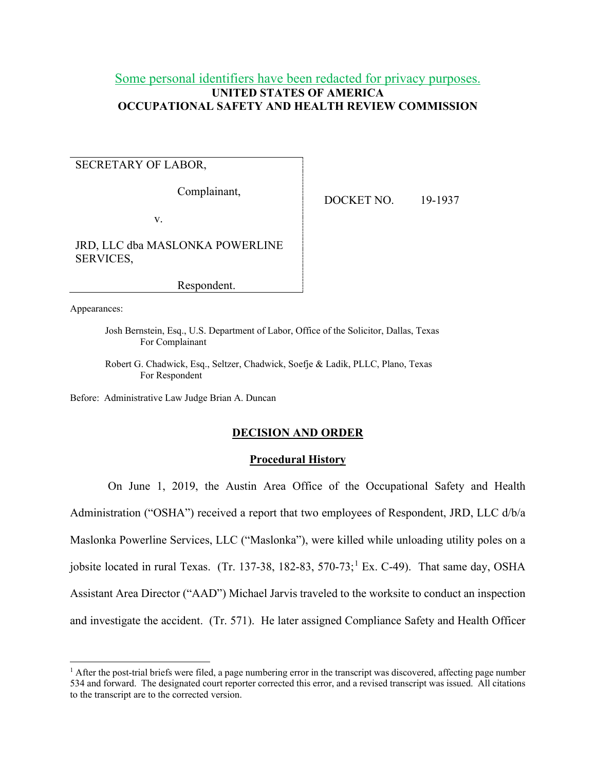Some personal identifiers have been redacted for privacy purposes.

**UNITED STATES OF AMERICA**
**OCCUPATIONAL SAFETY AND HEALTH REVIEW COMMISSION**

| | |
|---|---|
| SECRETARY OF LABOR, Complainant, v. JRD, LLC dba MASLONKA POWERLINE SERVICES, Respondent. | DOCKET NO. 19-1937 |

Appearances:

Josh Bernstein, Esq., U.S. Department of Labor, Office of the Solicitor, Dallas, Texas
For Complainant

Robert G. Chadwick, Esq., Seltzer, Chadwick, Soefje & Ladik, PLLC, Plano, Texas
For Respondent

Before: Administrative Law Judge Brian A. Duncan

## DECISION AND ORDER

### Procedural History

On June 1, 2019, the Austin Area Office of the Occupational Safety and Health Administration ("OSHA") received a report that two employees of Respondent, JRD, LLC d/b/a Maslonka Powerline Services, LLC ("Maslonka"), were killed while unloading utility poles on a jobsite located in rural Texas. (Tr. 137-38, 182-83, 570-73;[1] Ex. C-49). That same day, OSHA Assistant Area Director ("AAD") Michael Jarvis traveled to the worksite to conduct an inspection and investigate the accident. (Tr. 571). He later assigned Compliance Safety and Health Officer

[1] After the post-trial briefs were filed, a page numbering error in the transcript was discovered, affecting page number 534 and forward. The designated court reporter corrected this error, and a revised transcript was issued. All citations to the transcript are to the corrected version.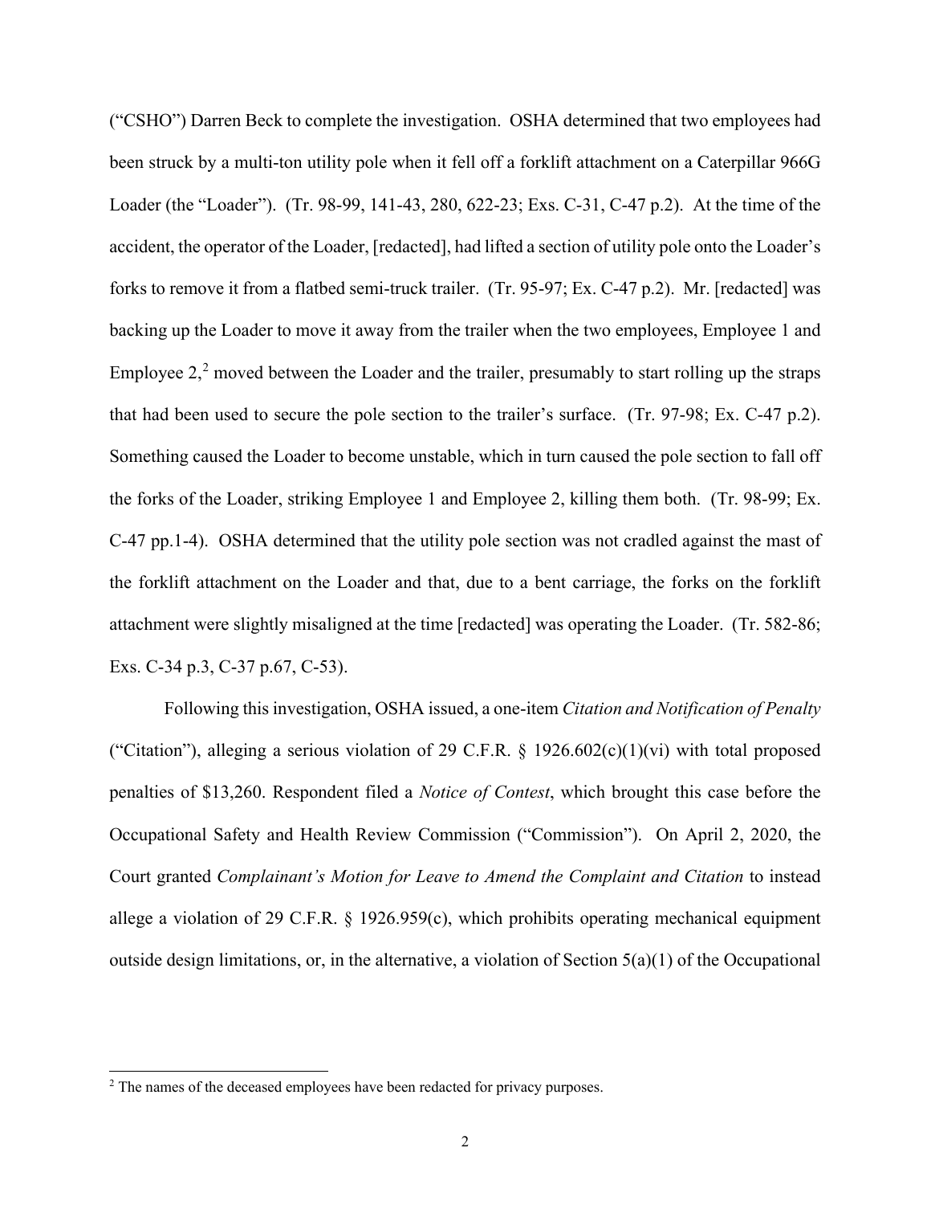("CSHO") Darren Beck to complete the investigation. OSHA determined that two employees had been struck by a multi-ton utility pole when it fell off a forklift attachment on a Caterpillar 966G Loader (the "Loader"). (Tr. 98-99, 141-43, 280, 622-23; Exs. C-31, C-47 p.2). At the time of the accident, the operator of the Loader, [redacted], had lifted a section of utility pole onto the Loader's forks to remove it from a flatbed semi-truck trailer. (Tr. 95-97; Ex. C-47 p.2). Mr. [redacted] was backing up the Loader to move it away from the trailer when the two employees, Employee 1 and Employee 2,[2] moved between the Loader and the trailer, presumably to start rolling up the straps that had been used to secure the pole section to the trailer's surface. (Tr. 97-98; Ex. C-47 p.2). Something caused the Loader to become unstable, which in turn caused the pole section to fall off the forks of the Loader, striking Employee 1 and Employee 2, killing them both. (Tr. 98-99; Ex. C-47 pp.1-4). OSHA determined that the utility pole section was not cradled against the mast of the forklift attachment on the Loader and that, due to a bent carriage, the forks on the forklift attachment were slightly misaligned at the time [redacted] was operating the Loader. (Tr. 582-86; Exs. C-34 p.3, C-37 p.67, C-53).

Following this investigation, OSHA issued, a one-item *Citation and Notification of Penalty* ("Citation"), alleging a serious violation of 29 C.F.R. § 1926.602(c)(1)(vi) with total proposed penalties of $13,260. Respondent filed a *Notice of Contest*, which brought this case before the Occupational Safety and Health Review Commission ("Commission"). On April 2, 2020, the Court granted *Complainant's Motion for Leave to Amend the Complaint and Citation* to instead allege a violation of 29 C.F.R. § 1926.959(c), which prohibits operating mechanical equipment outside design limitations, or, in the alternative, a violation of Section 5(a)(1) of the Occupational

[2] The names of the deceased employees have been redacted for privacy purposes.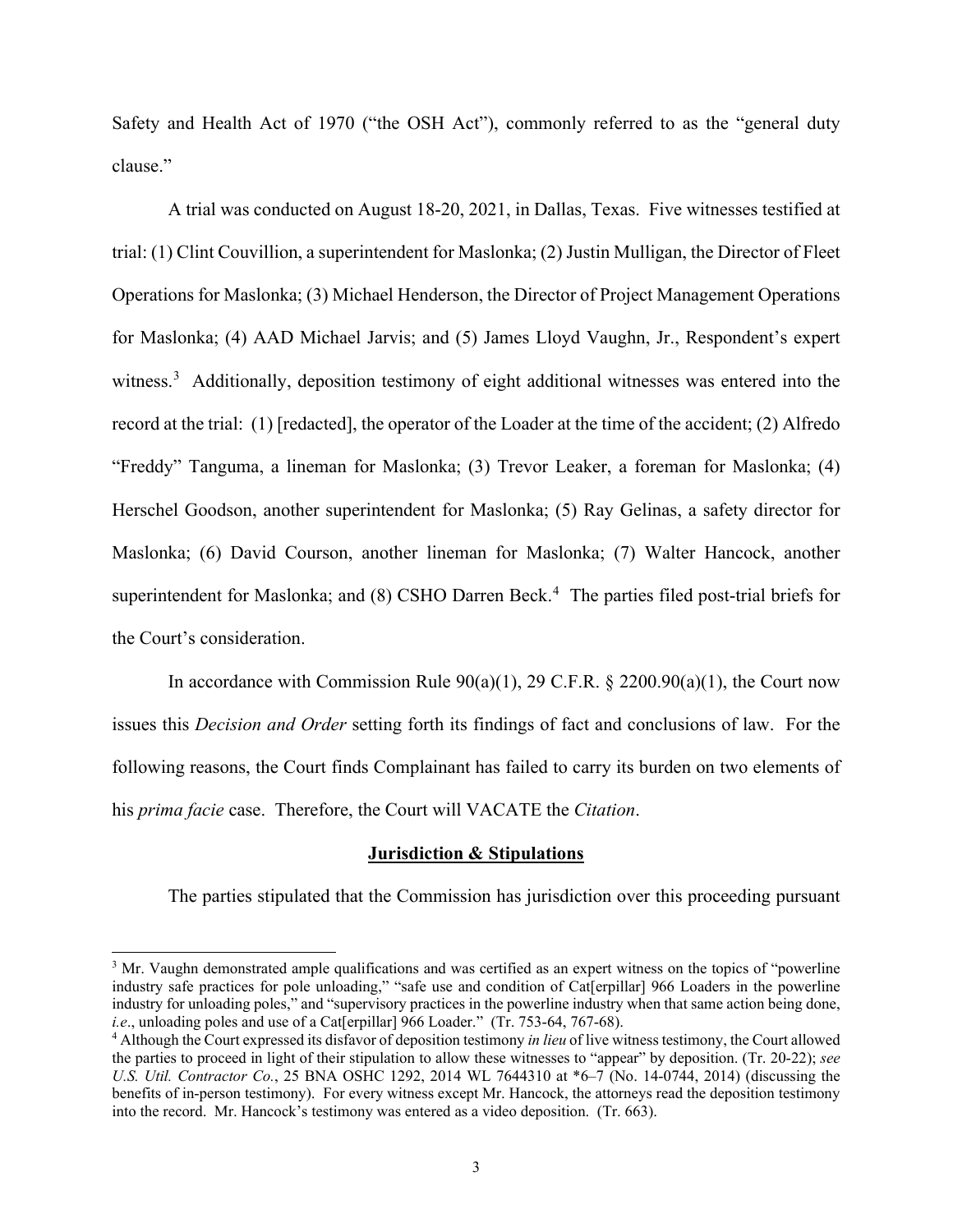Safety and Health Act of 1970 ("the OSH Act"), commonly referred to as the "general duty clause."

A trial was conducted on August 18-20, 2021, in Dallas, Texas. Five witnesses testified at trial: (1) Clint Couvillion, a superintendent for Maslonka; (2) Justin Mulligan, the Director of Fleet Operations for Maslonka; (3) Michael Henderson, the Director of Project Management Operations for Maslonka; (4) AAD Michael Jarvis; and (5) James Lloyd Vaughn, Jr., Respondent's expert witness.[3] Additionally, deposition testimony of eight additional witnesses was entered into the record at the trial: (1) [redacted], the operator of the Loader at the time of the accident; (2) Alfredo "Freddy" Tanguma, a lineman for Maslonka; (3) Trevor Leaker, a foreman for Maslonka; (4) Herschel Goodson, another superintendent for Maslonka; (5) Ray Gelinas, a safety director for Maslonka; (6) David Courson, another lineman for Maslonka; (7) Walter Hancock, another superintendent for Maslonka; and (8) CSHO Darren Beck.[4] The parties filed post-trial briefs for the Court's consideration.

In accordance with Commission Rule 90(a)(1), 29 C.F.R. § 2200.90(a)(1), the Court now issues this *Decision and Order* setting forth its findings of fact and conclusions of law. For the following reasons, the Court finds Complainant has failed to carry its burden on two elements of his *prima facie* case. Therefore, the Court will VACATE the *Citation*.

## Jurisdiction & Stipulations

The parties stipulated that the Commission has jurisdiction over this proceeding pursuant

---

[3] Mr. Vaughn demonstrated ample qualifications and was certified as an expert witness on the topics of "powerline industry safe practices for pole unloading," "safe use and condition of Cat[erpillar] 966 Loaders in the powerline industry for unloading poles," and "supervisory practices in the powerline industry when that same action being done, *i.e*., unloading poles and use of a Cat[erpillar] 966 Loader." (Tr. 753-64, 767-68).

[4] Although the Court expressed its disfavor of deposition testimony *in lieu* of live witness testimony, the Court allowed the parties to proceed in light of their stipulation to allow these witnesses to "appear" by deposition. (Tr. 20-22); *see U.S. Util. Contractor Co.*, 25 BNA OSHC 1292, 2014 WL 7644310 at *6–7 (No. 14-0744, 2014) (discussing the benefits of in-person testimony). For every witness except Mr. Hancock, the attorneys read the deposition testimony into the record. Mr. Hancock's testimony was entered as a video deposition. (Tr. 663).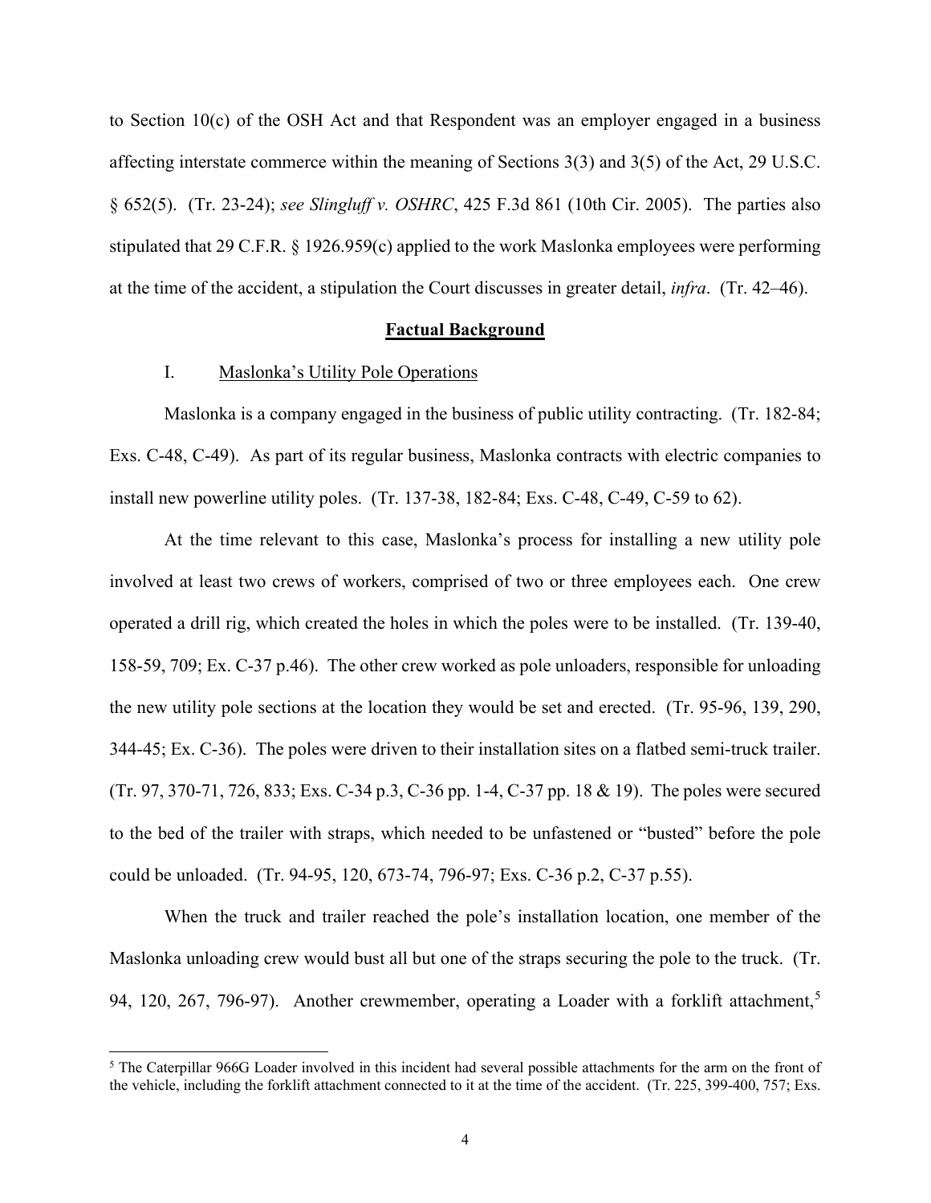to Section 10(c) of the OSH Act and that Respondent was an employer engaged in a business affecting interstate commerce within the meaning of Sections 3(3) and 3(5) of the Act, 29 U.S.C. § 652(5). (Tr. 23-24); *see Slingluff v. OSHRC*, 425 F.3d 861 (10th Cir. 2005). The parties also stipulated that 29 C.F.R. § 1926.959(c) applied to the work Maslonka employees were performing at the time of the accident, a stipulation the Court discusses in greater detail, *infra*. (Tr. 42–46).

## Factual Background

### I. Maslonka's Utility Pole Operations

Maslonka is a company engaged in the business of public utility contracting. (Tr. 182-84; Exs. C-48, C-49). As part of its regular business, Maslonka contracts with electric companies to install new powerline utility poles. (Tr. 137-38, 182-84; Exs. C-48, C-49, C-59 to 62).

At the time relevant to this case, Maslonka's process for installing a new utility pole involved at least two crews of workers, comprised of two or three employees each. One crew operated a drill rig, which created the holes in which the poles were to be installed. (Tr. 139-40, 158-59, 709; Ex. C-37 p.46). The other crew worked as pole unloaders, responsible for unloading the new utility pole sections at the location they would be set and erected. (Tr. 95-96, 139, 290, 344-45; Ex. C-36). The poles were driven to their installation sites on a flatbed semi-truck trailer. (Tr. 97, 370-71, 726, 833; Exs. C-34 p.3, C-36 pp. 1-4, C-37 pp. 18 & 19). The poles were secured to the bed of the trailer with straps, which needed to be unfastened or "busted" before the pole could be unloaded. (Tr. 94-95, 120, 673-74, 796-97; Exs. C-36 p.2, C-37 p.55).

When the truck and trailer reached the pole's installation location, one member of the Maslonka unloading crew would bust all but one of the straps securing the pole to the truck. (Tr. 94, 120, 267, 796-97). Another crewmember, operating a Loader with a forklift attachment,[5]

[5] The Caterpillar 966G Loader involved in this incident had several possible attachments for the arm on the front of the vehicle, including the forklift attachment connected to it at the time of the accident. (Tr. 225, 399-400, 757; Exs.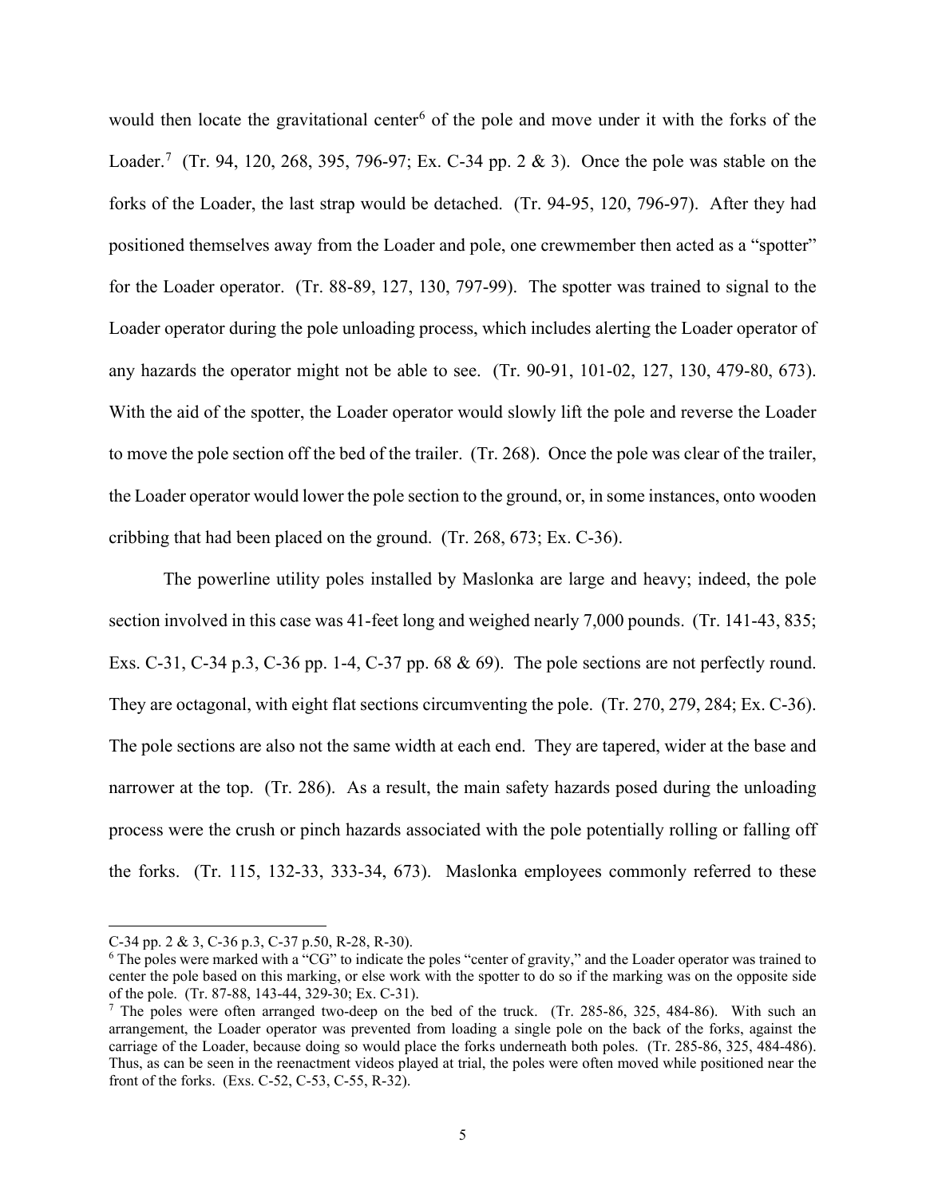would then locate the gravitational center[6] of the pole and move under it with the forks of the Loader.[7] (Tr. 94, 120, 268, 395, 796-97; Ex. C-34 pp. 2 & 3). Once the pole was stable on the forks of the Loader, the last strap would be detached. (Tr. 94-95, 120, 796-97). After they had positioned themselves away from the Loader and pole, one crewmember then acted as a "spotter" for the Loader operator. (Tr. 88-89, 127, 130, 797-99). The spotter was trained to signal to the Loader operator during the pole unloading process, which includes alerting the Loader operator of any hazards the operator might not be able to see. (Tr. 90-91, 101-02, 127, 130, 479-80, 673). With the aid of the spotter, the Loader operator would slowly lift the pole and reverse the Loader to move the pole section off the bed of the trailer. (Tr. 268). Once the pole was clear of the trailer, the Loader operator would lower the pole section to the ground, or, in some instances, onto wooden cribbing that had been placed on the ground. (Tr. 268, 673; Ex. C-36).

The powerline utility poles installed by Maslonka are large and heavy; indeed, the pole section involved in this case was 41-feet long and weighed nearly 7,000 pounds. (Tr. 141-43, 835; Exs. C-31, C-34 p.3, C-36 pp. 1-4, C-37 pp. 68 & 69). The pole sections are not perfectly round. They are octagonal, with eight flat sections circumventing the pole. (Tr. 270, 279, 284; Ex. C-36). The pole sections are also not the same width at each end. They are tapered, wider at the base and narrower at the top. (Tr. 286). As a result, the main safety hazards posed during the unloading process were the crush or pinch hazards associated with the pole potentially rolling or falling off the forks. (Tr. 115, 132-33, 333-34, 673). Maslonka employees commonly referred to these

---

C-34 pp. 2 & 3, C-36 p.3, C-37 p.50, R-28, R-30).

[6] The poles were marked with a "CG" to indicate the poles "center of gravity," and the Loader operator was trained to center the pole based on this marking, or else work with the spotter to do so if the marking was on the opposite side of the pole. (Tr. 87-88, 143-44, 329-30; Ex. C-31).

[7] The poles were often arranged two-deep on the bed of the truck. (Tr. 285-86, 325, 484-86). With such an arrangement, the Loader operator was prevented from loading a single pole on the back of the forks, against the carriage of the Loader, because doing so would place the forks underneath both poles. (Tr. 285-86, 325, 484-486). Thus, as can be seen in the reenactment videos played at trial, the poles were often moved while positioned near the front of the forks. (Exs. C-52, C-53, C-55, R-32).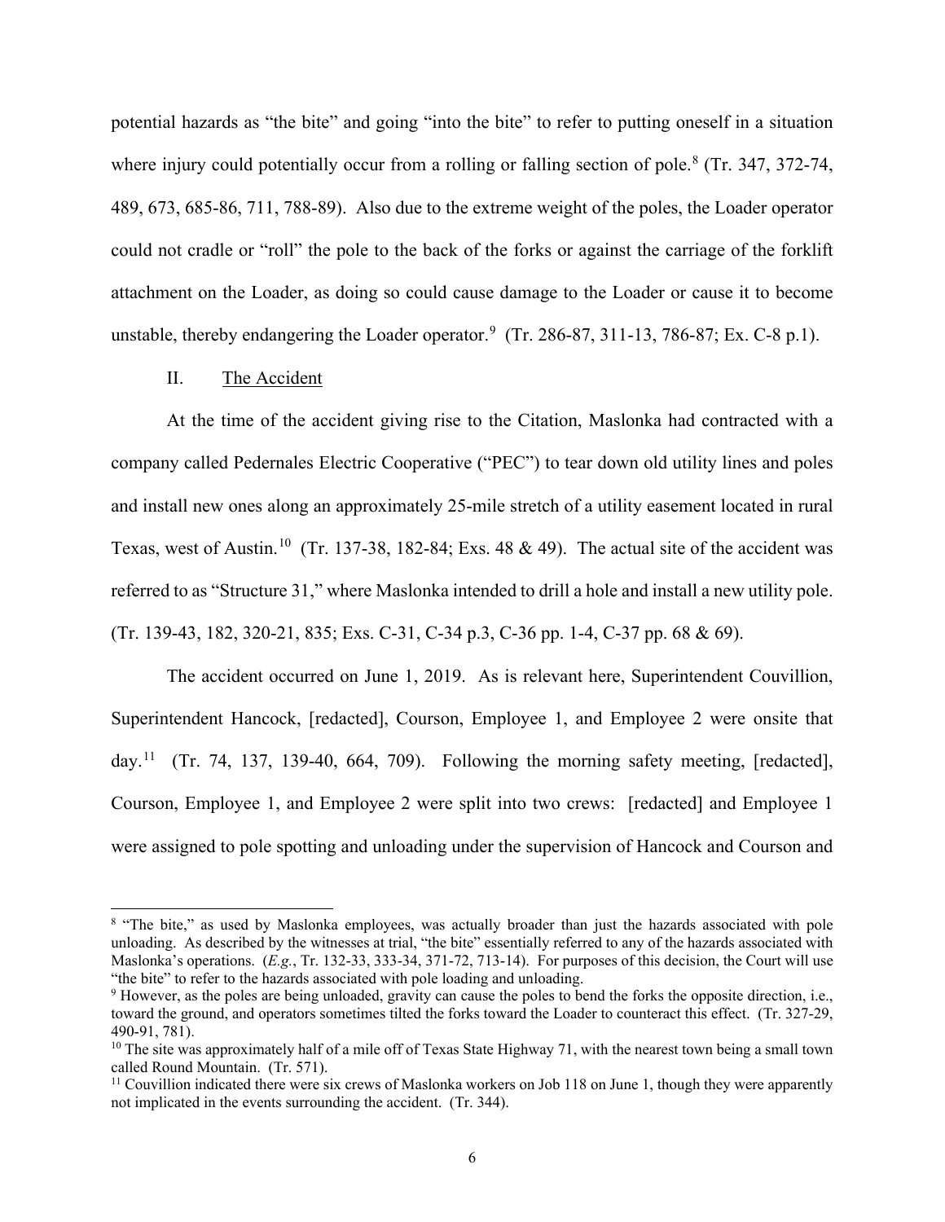potential hazards as "the bite" and going "into the bite" to refer to putting oneself in a situation where injury could potentially occur from a rolling or falling section of pole.[8] (Tr. 347, 372-74, 489, 673, 685-86, 711, 788-89). Also due to the extreme weight of the poles, the Loader operator could not cradle or "roll" the pole to the back of the forks or against the carriage of the forklift attachment on the Loader, as doing so could cause damage to the Loader or cause it to become unstable, thereby endangering the Loader operator.[9] (Tr. 286-87, 311-13, 786-87; Ex. C-8 p.1).

## II. The Accident

At the time of the accident giving rise to the Citation, Maslonka had contracted with a company called Pedernales Electric Cooperative ("PEC") to tear down old utility lines and poles and install new ones along an approximately 25-mile stretch of a utility easement located in rural Texas, west of Austin.[10] (Tr. 137-38, 182-84; Exs. 48 & 49). The actual site of the accident was referred to as "Structure 31," where Maslonka intended to drill a hole and install a new utility pole. (Tr. 139-43, 182, 320-21, 835; Exs. C-31, C-34 p.3, C-36 pp. 1-4, C-37 pp. 68 & 69).

The accident occurred on June 1, 2019. As is relevant here, Superintendent Couvillion, Superintendent Hancock, [redacted], Courson, Employee 1, and Employee 2 were onsite that day.[11] (Tr. 74, 137, 139-40, 664, 709). Following the morning safety meeting, [redacted], Courson, Employee 1, and Employee 2 were split into two crews: [redacted] and Employee 1 were assigned to pole spotting and unloading under the supervision of Hancock and Courson and

---

[8] "The bite," as used by Maslonka employees, was actually broader than just the hazards associated with pole unloading. As described by the witnesses at trial, "the bite" essentially referred to any of the hazards associated with Maslonka's operations. (*E.g.*, Tr. 132-33, 333-34, 371-72, 713-14). For purposes of this decision, the Court will use "the bite" to refer to the hazards associated with pole loading and unloading.

[9] However, as the poles are being unloaded, gravity can cause the poles to bend the forks the opposite direction, i.e., toward the ground, and operators sometimes tilted the forks toward the Loader to counteract this effect. (Tr. 327-29, 490-91, 781).

[10] The site was approximately half of a mile off of Texas State Highway 71, with the nearest town being a small town called Round Mountain. (Tr. 571).

[11] Couvillion indicated there were six crews of Maslonka workers on Job 118 on June 1, though they were apparently not implicated in the events surrounding the accident. (Tr. 344).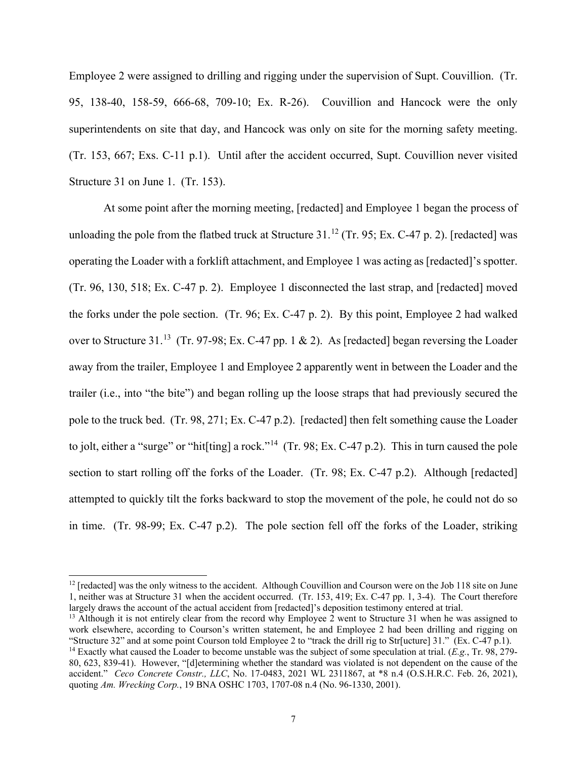Employee 2 were assigned to drilling and rigging under the supervision of Supt. Couvillion. (Tr. 95, 138-40, 158-59, 666-68, 709-10; Ex. R-26). Couvillion and Hancock were the only superintendents on site that day, and Hancock was only on site for the morning safety meeting. (Tr. 153, 667; Exs. C-11 p.1). Until after the accident occurred, Supt. Couvillion never visited Structure 31 on June 1. (Tr. 153).

At some point after the morning meeting, [redacted] and Employee 1 began the process of unloading the pole from the flatbed truck at Structure 31.[12] (Tr. 95; Ex. C-47 p. 2). [redacted] was operating the Loader with a forklift attachment, and Employee 1 was acting as [redacted]'s spotter. (Tr. 96, 130, 518; Ex. C-47 p. 2). Employee 1 disconnected the last strap, and [redacted] moved the forks under the pole section. (Tr. 96; Ex. C-47 p. 2). By this point, Employee 2 had walked over to Structure 31.[13] (Tr. 97-98; Ex. C-47 pp. 1 & 2). As [redacted] began reversing the Loader away from the trailer, Employee 1 and Employee 2 apparently went in between the Loader and the trailer (i.e., into "the bite") and began rolling up the loose straps that had previously secured the pole to the truck bed. (Tr. 98, 271; Ex. C-47 p.2). [redacted] then felt something cause the Loader to jolt, either a "surge" or "hit[ting] a rock."[14] (Tr. 98; Ex. C-47 p.2). This in turn caused the pole section to start rolling off the forks of the Loader. (Tr. 98; Ex. C-47 p.2). Although [redacted] attempted to quickly tilt the forks backward to stop the movement of the pole, he could not do so in time. (Tr. 98-99; Ex. C-47 p.2). The pole section fell off the forks of the Loader, striking

---

[12] [redacted] was the only witness to the accident. Although Couvillion and Courson were on the Job 118 site on June 1, neither was at Structure 31 when the accident occurred. (Tr. 153, 419; Ex. C-47 pp. 1, 3-4). The Court therefore largely draws the account of the actual accident from [redacted]'s deposition testimony entered at trial.

[13] Although it is not entirely clear from the record why Employee 2 went to Structure 31 when he was assigned to work elsewhere, according to Courson's written statement, he and Employee 2 had been drilling and rigging on "Structure 32" and at some point Courson told Employee 2 to "track the drill rig to Str[ucture] 31." (Ex. C-47 p.1).

[14] Exactly what caused the Loader to become unstable was the subject of some speculation at trial. (*E.g.*, Tr. 98, 279-80, 623, 839-41). However, "[d]etermining whether the standard was violated is not dependent on the cause of the accident." *Ceco Concrete Constr., LLC*, No. 17-0483, 2021 WL 2311867, at *8 n.4 (O.S.H.R.C. Feb. 26, 2021), quoting *Am. Wrecking Corp.*, 19 BNA OSHC 1703, 1707-08 n.4 (No. 96-1330, 2001).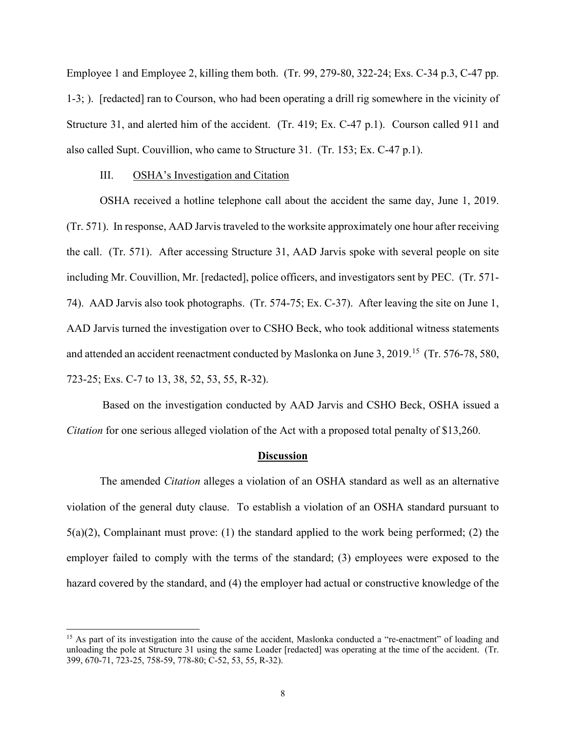Employee 1 and Employee 2, killing them both. (Tr. 99, 279-80, 322-24; Exs. C-34 p.3, C-47 pp. 1-3; ). [redacted] ran to Courson, who had been operating a drill rig somewhere in the vicinity of Structure 31, and alerted him of the accident. (Tr. 419; Ex. C-47 p.1). Courson called 911 and also called Supt. Couvillion, who came to Structure 31. (Tr. 153; Ex. C-47 p.1).

## III. OSHA's Investigation and Citation

OSHA received a hotline telephone call about the accident the same day, June 1, 2019. (Tr. 571). In response, AAD Jarvis traveled to the worksite approximately one hour after receiving the call. (Tr. 571). After accessing Structure 31, AAD Jarvis spoke with several people on site including Mr. Couvillion, Mr. [redacted], police officers, and investigators sent by PEC. (Tr. 571-74). AAD Jarvis also took photographs. (Tr. 574-75; Ex. C-37). After leaving the site on June 1, AAD Jarvis turned the investigation over to CSHO Beck, who took additional witness statements and attended an accident reenactment conducted by Maslonka on June 3, 2019.[15] (Tr. 576-78, 580, 723-25; Exs. C-7 to 13, 38, 52, 53, 55, R-32).

Based on the investigation conducted by AAD Jarvis and CSHO Beck, OSHA issued a *Citation* for one serious alleged violation of the Act with a proposed total penalty of $13,260.

## Discussion

The amended *Citation* alleges a violation of an OSHA standard as well as an alternative violation of the general duty clause. To establish a violation of an OSHA standard pursuant to 5(a)(2), Complainant must prove: (1) the standard applied to the work being performed; (2) the employer failed to comply with the terms of the standard; (3) employees were exposed to the hazard covered by the standard, and (4) the employer had actual or constructive knowledge of the

---

[15] As part of its investigation into the cause of the accident, Maslonka conducted a "re-enactment" of loading and unloading the pole at Structure 31 using the same Loader [redacted] was operating at the time of the accident. (Tr. 399, 670-71, 723-25, 758-59, 778-80; C-52, 53, 55, R-32).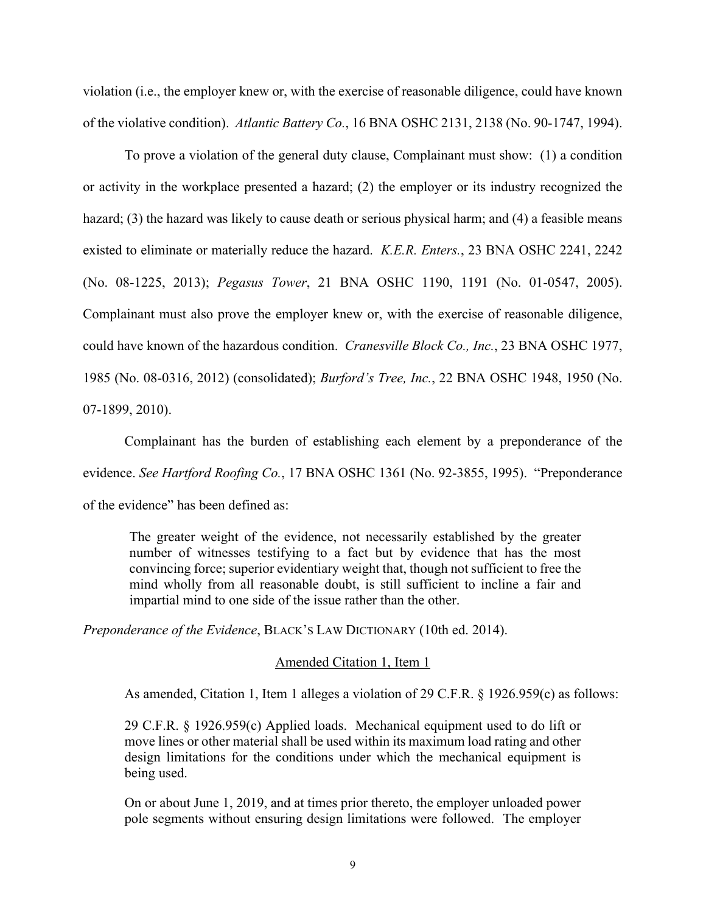violation (i.e., the employer knew or, with the exercise of reasonable diligence, could have known of the violative condition). *Atlantic Battery Co.*, 16 BNA OSHC 2131, 2138 (No. 90-1747, 1994).

To prove a violation of the general duty clause, Complainant must show: (1) a condition or activity in the workplace presented a hazard; (2) the employer or its industry recognized the hazard; (3) the hazard was likely to cause death or serious physical harm; and (4) a feasible means existed to eliminate or materially reduce the hazard. *K.E.R. Enters.*, 23 BNA OSHC 2241, 2242 (No. 08-1225, 2013); *Pegasus Tower*, 21 BNA OSHC 1190, 1191 (No. 01-0547, 2005). Complainant must also prove the employer knew or, with the exercise of reasonable diligence, could have known of the hazardous condition. *Cranesville Block Co., Inc.*, 23 BNA OSHC 1977, 1985 (No. 08-0316, 2012) (consolidated); *Burford's Tree, Inc.*, 22 BNA OSHC 1948, 1950 (No. 07-1899, 2010).

Complainant has the burden of establishing each element by a preponderance of the evidence. *See Hartford Roofing Co.*, 17 BNA OSHC 1361 (No. 92-3855, 1995). "Preponderance of the evidence" has been defined as:

> The greater weight of the evidence, not necessarily established by the greater number of witnesses testifying to a fact but by evidence that has the most convincing force; superior evidentiary weight that, though not sufficient to free the mind wholly from all reasonable doubt, is still sufficient to incline a fair and impartial mind to one side of the issue rather than the other.

*Preponderance of the Evidence*, BLACK'S LAW DICTIONARY (10th ed. 2014).

## Amended Citation 1, Item 1

As amended, Citation 1, Item 1 alleges a violation of 29 C.F.R. § 1926.959(c) as follows:

> 29 C.F.R. § 1926.959(c) Applied loads. Mechanical equipment used to do lift or move lines or other material shall be used within its maximum load rating and other design limitations for the conditions under which the mechanical equipment is being used.
>
> On or about June 1, 2019, and at times prior thereto, the employer unloaded power pole segments without ensuring design limitations were followed. The employer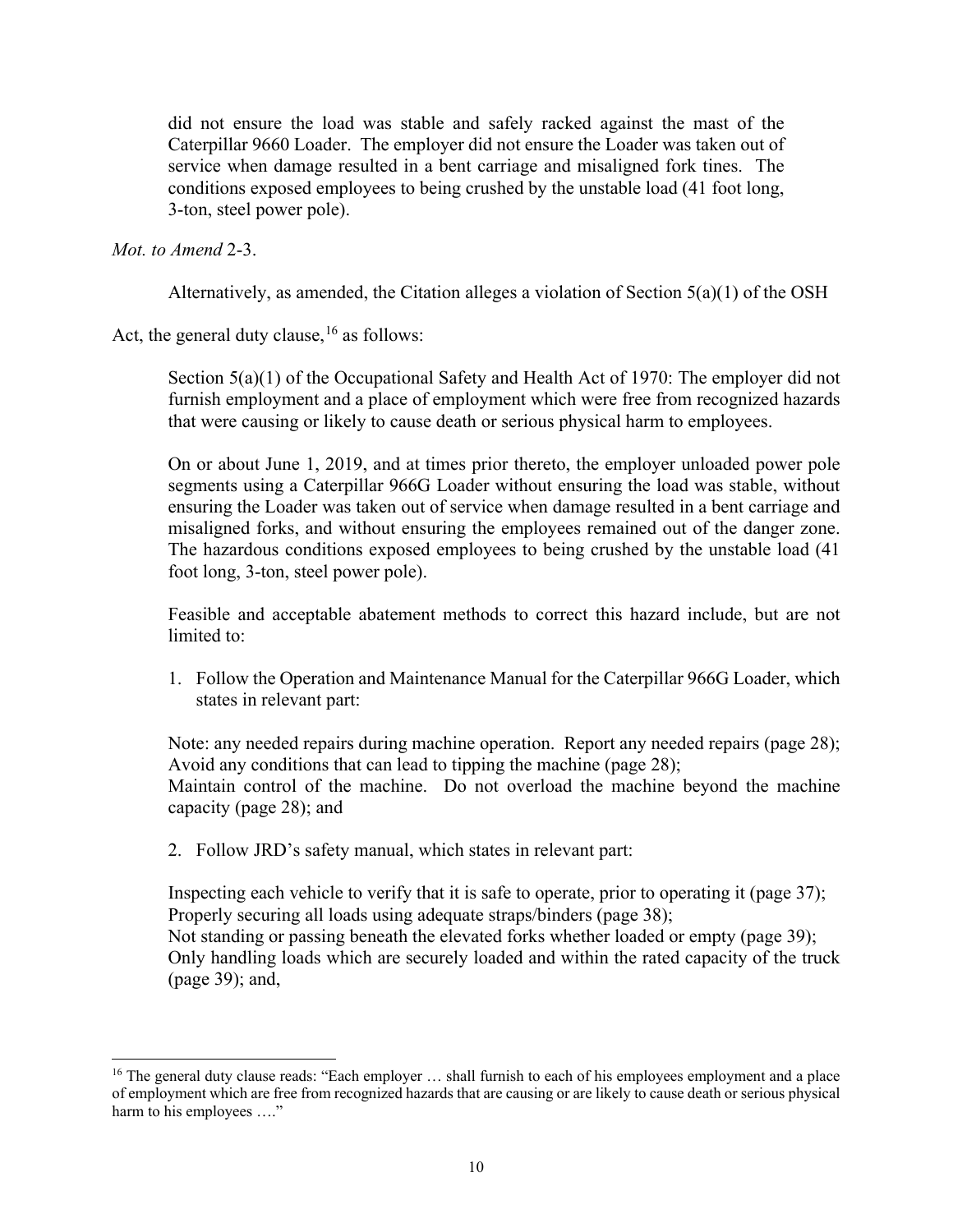> did not ensure the load was stable and safely racked against the mast of the Caterpillar 9660 Loader. The employer did not ensure the Loader was taken out of service when damage resulted in a bent carriage and misaligned fork tines. The conditions exposed employees to being crushed by the unstable load (41 foot long, 3-ton, steel power pole).

*Mot. to Amend* 2-3.

Alternatively, as amended, the Citation alleges a violation of Section 5(a)(1) of the OSH Act, the general duty clause,[16] as follows:

> Section 5(a)(1) of the Occupational Safety and Health Act of 1970: The employer did not furnish employment and a place of employment which were free from recognized hazards that were causing or likely to cause death or serious physical harm to employees.
>
> On or about June 1, 2019, and at times prior thereto, the employer unloaded power pole segments using a Caterpillar 966G Loader without ensuring the load was stable, without ensuring the Loader was taken out of service when damage resulted in a bent carriage and misaligned forks, and without ensuring the employees remained out of the danger zone. The hazardous conditions exposed employees to being crushed by the unstable load (41 foot long, 3-ton, steel power pole).
>
> Feasible and acceptable abatement methods to correct this hazard include, but are not limited to:
>
> 1. Follow the Operation and Maintenance Manual for the Caterpillar 966G Loader, which states in relevant part:
>
> Note: any needed repairs during machine operation. Report any needed repairs (page 28);
> Avoid any conditions that can lead to tipping the machine (page 28);
> Maintain control of the machine. Do not overload the machine beyond the machine capacity (page 28); and
>
> 2. Follow JRD's safety manual, which states in relevant part:
>
> Inspecting each vehicle to verify that it is safe to operate, prior to operating it (page 37);
> Properly securing all loads using adequate straps/binders (page 38);
> Not standing or passing beneath the elevated forks whether loaded or empty (page 39);
> Only handling loads which are securely loaded and within the rated capacity of the truck (page 39); and,

[16] The general duty clause reads: "Each employer … shall furnish to each of his employees employment and a place of employment which are free from recognized hazards that are causing or are likely to cause death or serious physical harm to his employees …."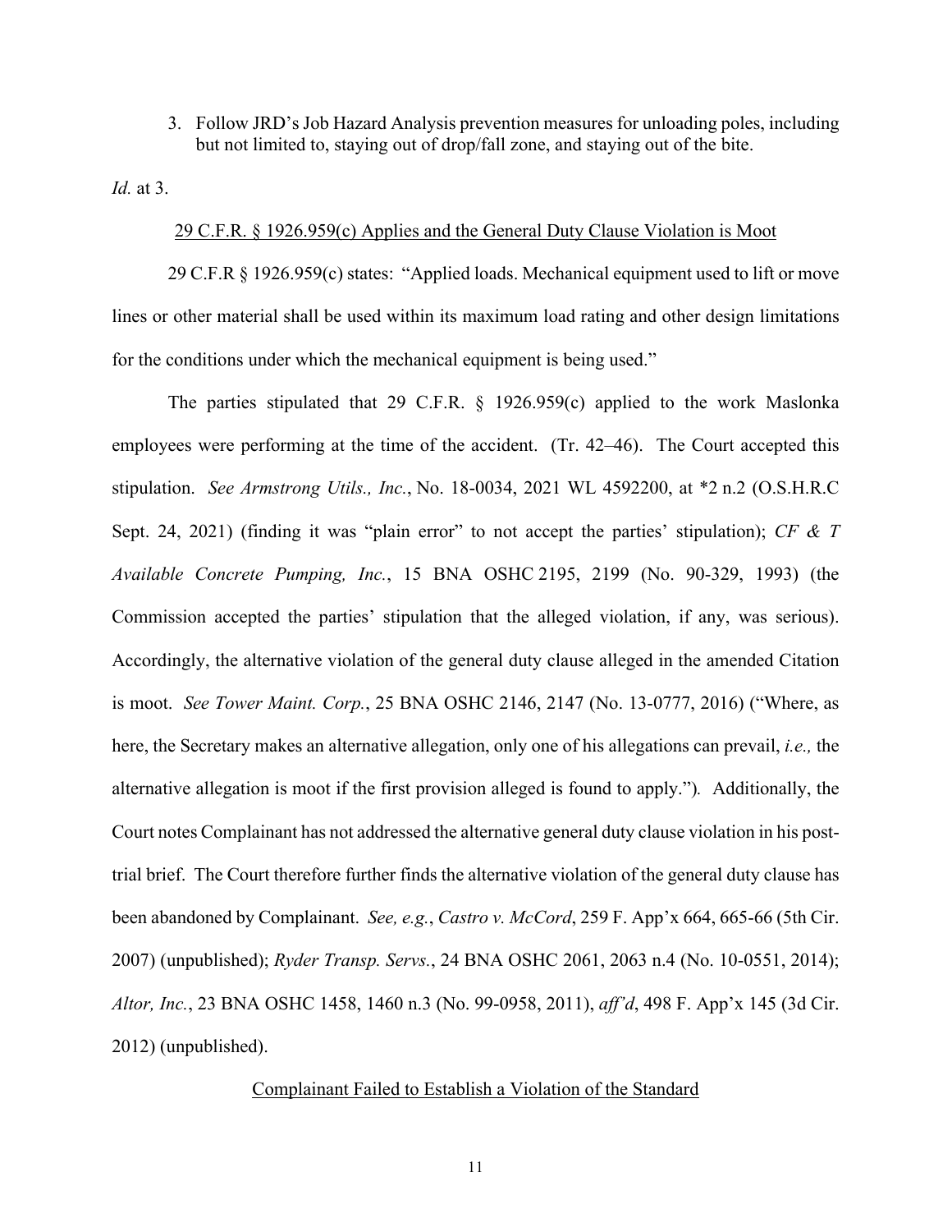3. Follow JRD's Job Hazard Analysis prevention measures for unloading poles, including but not limited to, staying out of drop/fall zone, and staying out of the bite.

*Id.* at 3.

<u>29 C.F.R. § 1926.959(c) Applies and the General Duty Clause Violation is Moot</u>

29 C.F.R § 1926.959(c) states: "Applied loads. Mechanical equipment used to lift or move lines or other material shall be used within its maximum load rating and other design limitations for the conditions under which the mechanical equipment is being used."

The parties stipulated that 29 C.F.R. § 1926.959(c) applied to the work Maslonka employees were performing at the time of the accident. (Tr. 42–46). The Court accepted this stipulation. *See Armstrong Utils., Inc.*, No. 18-0034, 2021 WL 4592200, at *2 n.2 (O.S.H.R.C Sept. 24, 2021) (finding it was "plain error" to not accept the parties' stipulation); *CF & T Available Concrete Pumping, Inc.*, 15 BNA OSHC 2195, 2199 (No. 90-329, 1993) (the Commission accepted the parties' stipulation that the alleged violation, if any, was serious). Accordingly, the alternative violation of the general duty clause alleged in the amended Citation is moot. *See Tower Maint. Corp.*, 25 BNA OSHC 2146, 2147 (No. 13-0777, 2016) ("Where, as here, the Secretary makes an alternative allegation, only one of his allegations can prevail, *i.e.,* the alternative allegation is moot if the first provision alleged is found to apply."). Additionally, the Court notes Complainant has not addressed the alternative general duty clause violation in his post-trial brief. The Court therefore further finds the alternative violation of the general duty clause has been abandoned by Complainant. *See, e.g.*, *Castro v. McCord*, 259 F. App'x 664, 665-66 (5th Cir. 2007) (unpublished); *Ryder Transp. Servs.*, 24 BNA OSHC 2061, 2063 n.4 (No. 10-0551, 2014); *Altor, Inc.*, 23 BNA OSHC 1458, 1460 n.3 (No. 99-0958, 2011), *aff'd*, 498 F. App'x 145 (3d Cir. 2012) (unpublished).

<u>Complainant Failed to Establish a Violation of the Standard</u>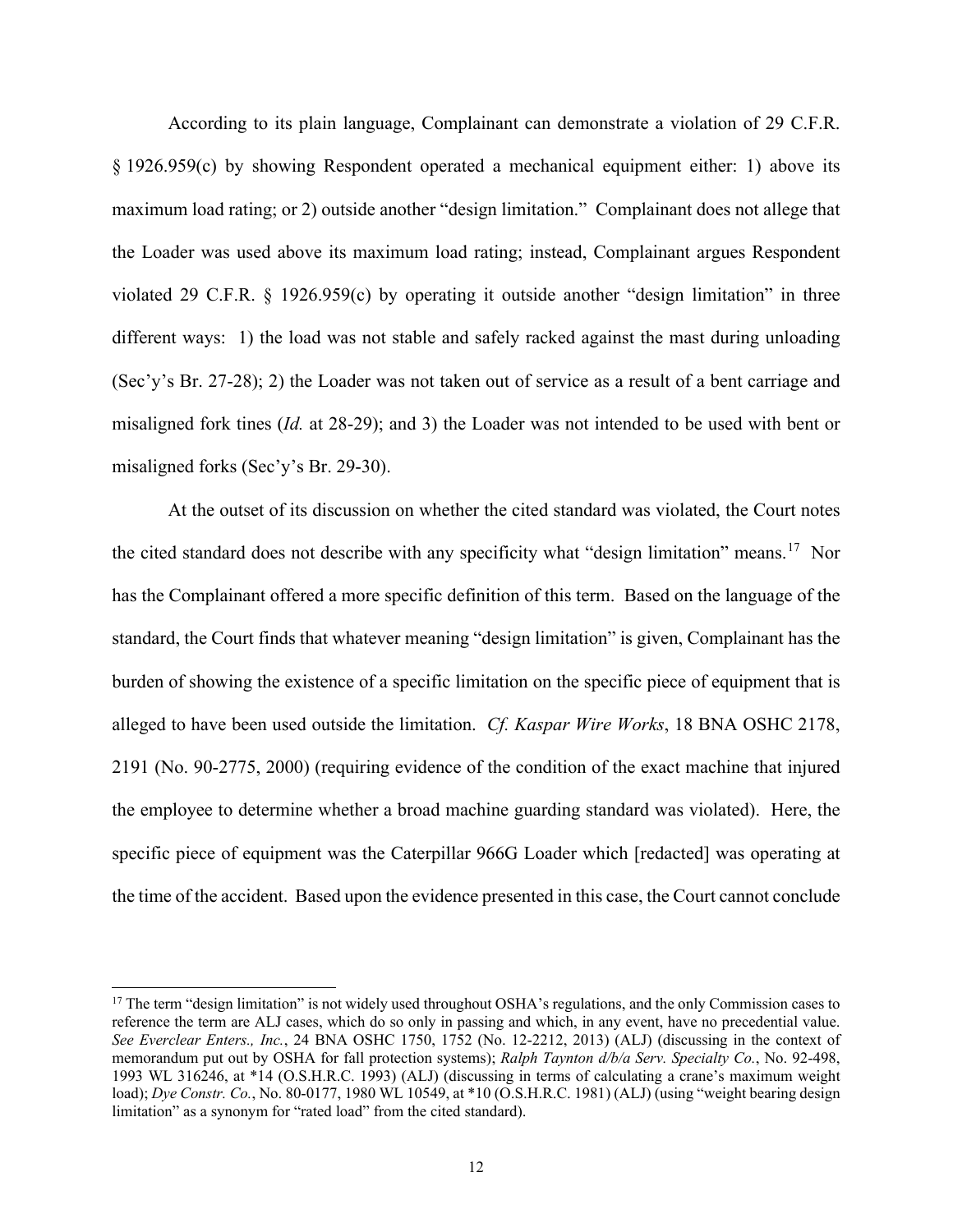According to its plain language, Complainant can demonstrate a violation of 29 C.F.R. § 1926.959(c) by showing Respondent operated a mechanical equipment either: 1) above its maximum load rating; or 2) outside another "design limitation." Complainant does not allege that the Loader was used above its maximum load rating; instead, Complainant argues Respondent violated 29 C.F.R. § 1926.959(c) by operating it outside another "design limitation" in three different ways: 1) the load was not stable and safely racked against the mast during unloading (Sec'y's Br. 27-28); 2) the Loader was not taken out of service as a result of a bent carriage and misaligned fork tines (*Id.* at 28-29); and 3) the Loader was not intended to be used with bent or misaligned forks (Sec'y's Br. 29-30).

At the outset of its discussion on whether the cited standard was violated, the Court notes the cited standard does not describe with any specificity what "design limitation" means.[17] Nor has the Complainant offered a more specific definition of this term. Based on the language of the standard, the Court finds that whatever meaning "design limitation" is given, Complainant has the burden of showing the existence of a specific limitation on the specific piece of equipment that is alleged to have been used outside the limitation. *Cf. Kaspar Wire Works*, 18 BNA OSHC 2178, 2191 (No. 90-2775, 2000) (requiring evidence of the condition of the exact machine that injured the employee to determine whether a broad machine guarding standard was violated). Here, the specific piece of equipment was the Caterpillar 966G Loader which [redacted] was operating at the time of the accident. Based upon the evidence presented in this case, the Court cannot conclude

[17] The term "design limitation" is not widely used throughout OSHA's regulations, and the only Commission cases to reference the term are ALJ cases, which do so only in passing and which, in any event, have no precedential value. *See Everclear Enters., Inc.*, 24 BNA OSHC 1750, 1752 (No. 12-2212, 2013) (ALJ) (discussing in the context of memorandum put out by OSHA for fall protection systems); *Ralph Taynton d/b/a Serv. Specialty Co.*, No. 92-498, 1993 WL 316246, at *14 (O.S.H.R.C. 1993) (ALJ) (discussing in terms of calculating a crane's maximum weight load); *Dye Constr. Co.*, No. 80-0177, 1980 WL 10549, at *10 (O.S.H.R.C. 1981) (ALJ) (using "weight bearing design limitation" as a synonym for "rated load" from the cited standard).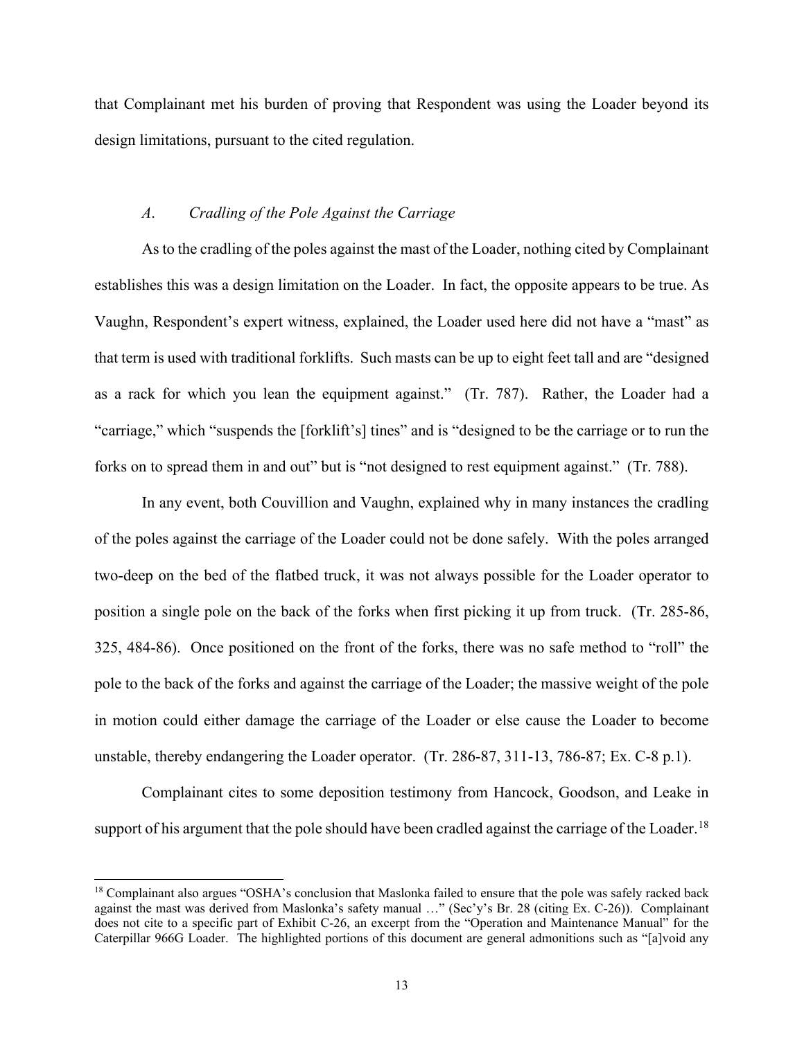that Complainant met his burden of proving that Respondent was using the Loader beyond its design limitations, pursuant to the cited regulation.

### *A. Cradling of the Pole Against the Carriage*

As to the cradling of the poles against the mast of the Loader, nothing cited by Complainant establishes this was a design limitation on the Loader. In fact, the opposite appears to be true. As Vaughn, Respondent's expert witness, explained, the Loader used here did not have a "mast" as that term is used with traditional forklifts. Such masts can be up to eight feet tall and are "designed as a rack for which you lean the equipment against." (Tr. 787). Rather, the Loader had a "carriage," which "suspends the [forklift's] tines" and is "designed to be the carriage or to run the forks on to spread them in and out" but is "not designed to rest equipment against." (Tr. 788).

In any event, both Couvillion and Vaughn, explained why in many instances the cradling of the poles against the carriage of the Loader could not be done safely. With the poles arranged two-deep on the bed of the flatbed truck, it was not always possible for the Loader operator to position a single pole on the back of the forks when first picking it up from truck. (Tr. 285-86, 325, 484-86). Once positioned on the front of the forks, there was no safe method to "roll" the pole to the back of the forks and against the carriage of the Loader; the massive weight of the pole in motion could either damage the carriage of the Loader or else cause the Loader to become unstable, thereby endangering the Loader operator. (Tr. 286-87, 311-13, 786-87; Ex. C-8 p.1).

Complainant cites to some deposition testimony from Hancock, Goodson, and Leake in support of his argument that the pole should have been cradled against the carriage of the Loader.[18]

---

[18] Complainant also argues "OSHA's conclusion that Maslonka failed to ensure that the pole was safely racked back against the mast was derived from Maslonka's safety manual …" (Sec'y's Br. 28 (citing Ex. C-26)). Complainant does not cite to a specific part of Exhibit C-26, an excerpt from the "Operation and Maintenance Manual" for the Caterpillar 966G Loader. The highlighted portions of this document are general admonitions such as "[a]void any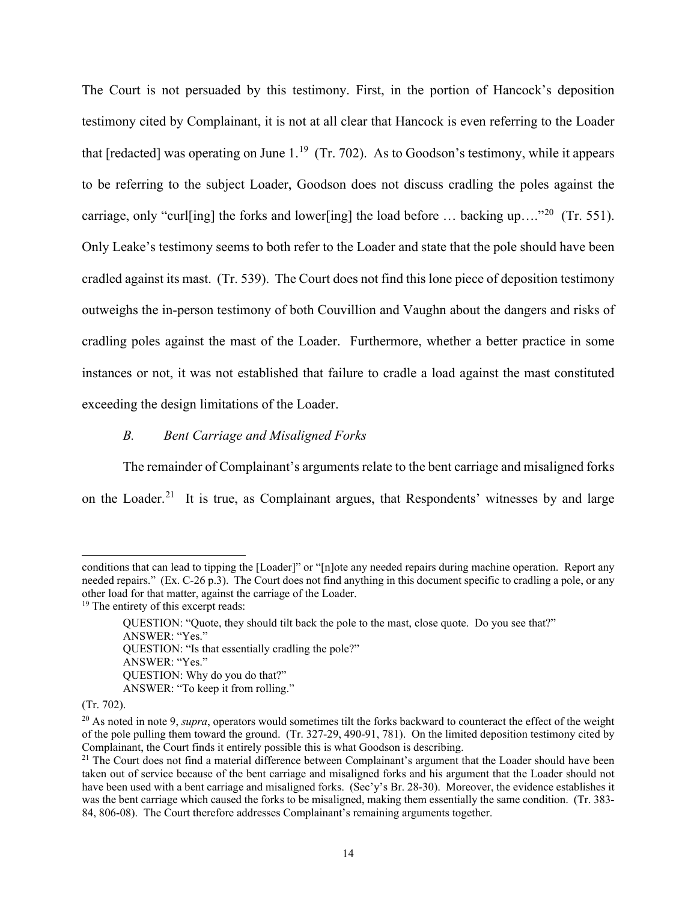The Court is not persuaded by this testimony. First, in the portion of Hancock's deposition testimony cited by Complainant, it is not at all clear that Hancock is even referring to the Loader that [redacted] was operating on June 1.[19] (Tr. 702). As to Goodson's testimony, while it appears to be referring to the subject Loader, Goodson does not discuss cradling the poles against the carriage, only "curl[ing] the forks and lower[ing] the load before … backing up…."[20] (Tr. 551). Only Leake's testimony seems to both refer to the Loader and state that the pole should have been cradled against its mast. (Tr. 539). The Court does not find this lone piece of deposition testimony outweighs the in-person testimony of both Couvillion and Vaughn about the dangers and risks of cradling poles against the mast of the Loader. Furthermore, whether a better practice in some instances or not, it was not established that failure to cradle a load against the mast constituted exceeding the design limitations of the Loader.

### *B. Bent Carriage and Misaligned Forks*

The remainder of Complainant's arguments relate to the bent carriage and misaligned forks on the Loader.[21] It is true, as Complainant argues, that Respondents' witnesses by and large

---

conditions that can lead to tipping the [Loader]" or "[n]ote any needed repairs during machine operation. Report any needed repairs." (Ex. C-26 p.3). The Court does not find anything in this document specific to cradling a pole, or any other load for that matter, against the carriage of the Loader.

[19] The entirety of this excerpt reads:

> QUESTION: "Quote, they should tilt back the pole to the mast, close quote. Do you see that?"
> ANSWER: "Yes."
> QUESTION: "Is that essentially cradling the pole?"
> ANSWER: "Yes."
> QUESTION: Why do you do that?"
> ANSWER: "To keep it from rolling."

(Tr. 702).

[20] As noted in note 9, *supra*, operators would sometimes tilt the forks backward to counteract the effect of the weight of the pole pulling them toward the ground. (Tr. 327-29, 490-91, 781). On the limited deposition testimony cited by Complainant, the Court finds it entirely possible this is what Goodson is describing.

[21] The Court does not find a material difference between Complainant's argument that the Loader should have been taken out of service because of the bent carriage and misaligned forks and his argument that the Loader should not have been used with a bent carriage and misaligned forks. (Sec'y's Br. 28-30). Moreover, the evidence establishes it was the bent carriage which caused the forks to be misaligned, making them essentially the same condition. (Tr. 383-84, 806-08). The Court therefore addresses Complainant's remaining arguments together.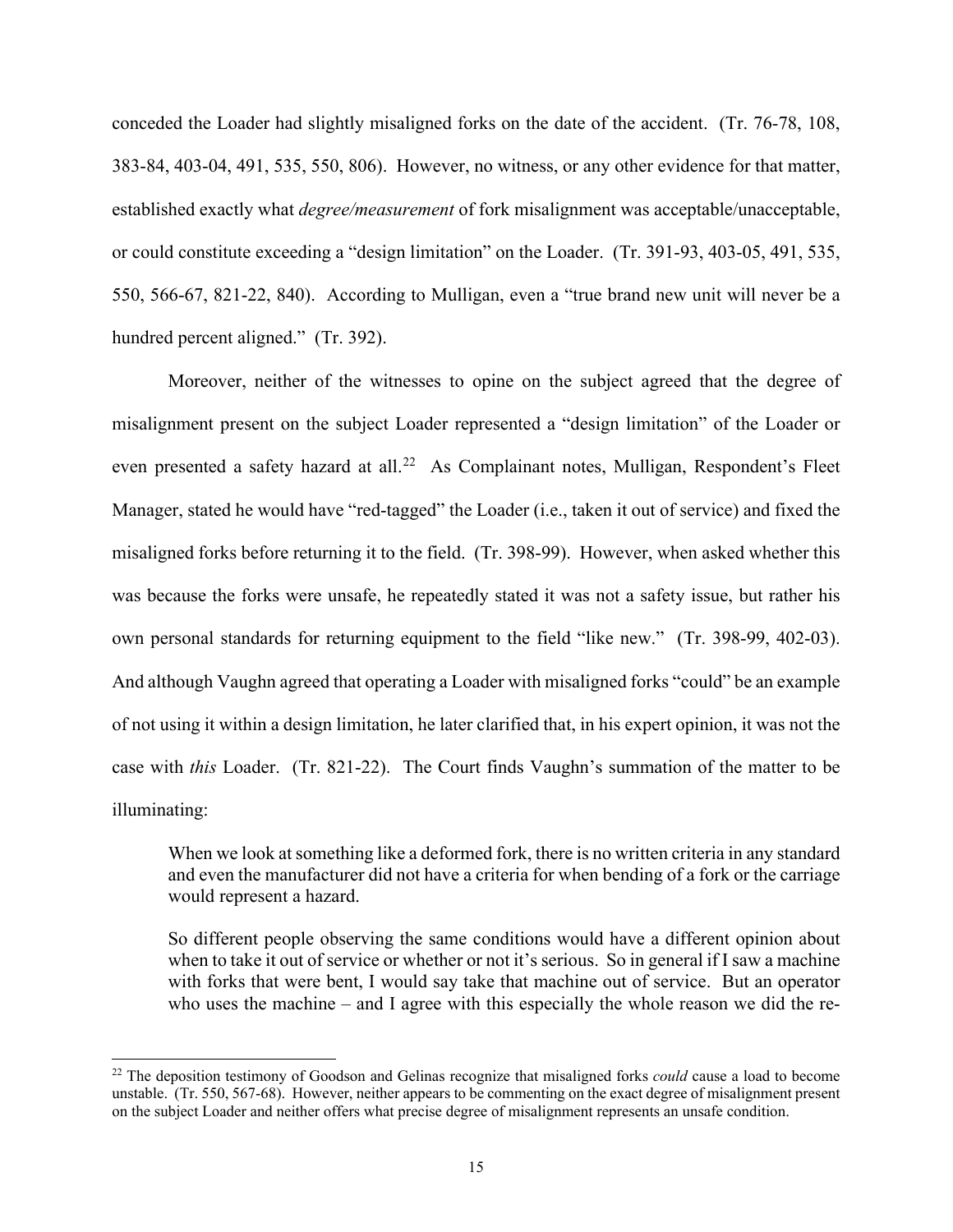conceded the Loader had slightly misaligned forks on the date of the accident. (Tr. 76-78, 108, 383-84, 403-04, 491, 535, 550, 806). However, no witness, or any other evidence for that matter, established exactly what *degree/measurement* of fork misalignment was acceptable/unacceptable, or could constitute exceeding a "design limitation" on the Loader. (Tr. 391-93, 403-05, 491, 535, 550, 566-67, 821-22, 840). According to Mulligan, even a "true brand new unit will never be a hundred percent aligned." (Tr. 392).

Moreover, neither of the witnesses to opine on the subject agreed that the degree of misalignment present on the subject Loader represented a "design limitation" of the Loader or even presented a safety hazard at all.[22] As Complainant notes, Mulligan, Respondent's Fleet Manager, stated he would have "red-tagged" the Loader (i.e., taken it out of service) and fixed the misaligned forks before returning it to the field. (Tr. 398-99). However, when asked whether this was because the forks were unsafe, he repeatedly stated it was not a safety issue, but rather his own personal standards for returning equipment to the field "like new." (Tr. 398-99, 402-03). And although Vaughn agreed that operating a Loader with misaligned forks "could" be an example of not using it within a design limitation, he later clarified that, in his expert opinion, it was not the case with *this* Loader. (Tr. 821-22). The Court finds Vaughn's summation of the matter to be illuminating:

> When we look at something like a deformed fork, there is no written criteria in any standard and even the manufacturer did not have a criteria for when bending of a fork or the carriage would represent a hazard.
>
> So different people observing the same conditions would have a different opinion about when to take it out of service or whether or not it's serious. So in general if I saw a machine with forks that were bent, I would say take that machine out of service. But an operator who uses the machine – and I agree with this especially the whole reason we did the re-

---

[22] The deposition testimony of Goodson and Gelinas recognize that misaligned forks *could* cause a load to become unstable. (Tr. 550, 567-68). However, neither appears to be commenting on the exact degree of misalignment present on the subject Loader and neither offers what precise degree of misalignment represents an unsafe condition.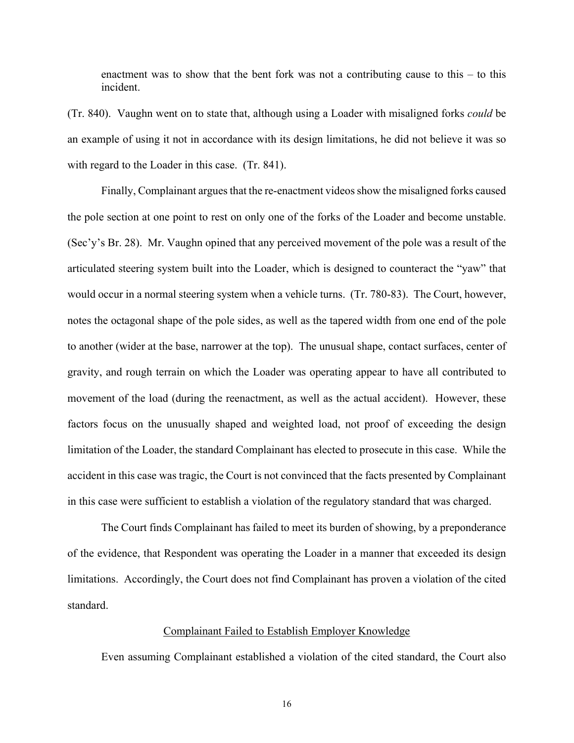enactment was to show that the bent fork was not a contributing cause to this – to this incident.

(Tr. 840). Vaughn went on to state that, although using a Loader with misaligned forks *could* be an example of using it not in accordance with its design limitations, he did not believe it was so with regard to the Loader in this case. (Tr. 841).

Finally, Complainant argues that the re-enactment videos show the misaligned forks caused the pole section at one point to rest on only one of the forks of the Loader and become unstable. (Sec'y's Br. 28). Mr. Vaughn opined that any perceived movement of the pole was a result of the articulated steering system built into the Loader, which is designed to counteract the "yaw" that would occur in a normal steering system when a vehicle turns. (Tr. 780-83). The Court, however, notes the octagonal shape of the pole sides, as well as the tapered width from one end of the pole to another (wider at the base, narrower at the top). The unusual shape, contact surfaces, center of gravity, and rough terrain on which the Loader was operating appear to have all contributed to movement of the load (during the reenactment, as well as the actual accident). However, these factors focus on the unusually shaped and weighted load, not proof of exceeding the design limitation of the Loader, the standard Complainant has elected to prosecute in this case. While the accident in this case was tragic, the Court is not convinced that the facts presented by Complainant in this case were sufficient to establish a violation of the regulatory standard that was charged.

The Court finds Complainant has failed to meet its burden of showing, by a preponderance of the evidence, that Respondent was operating the Loader in a manner that exceeded its design limitations. Accordingly, the Court does not find Complainant has proven a violation of the cited standard.

<u>Complainant Failed to Establish Employer Knowledge</u>

Even assuming Complainant established a violation of the cited standard, the Court also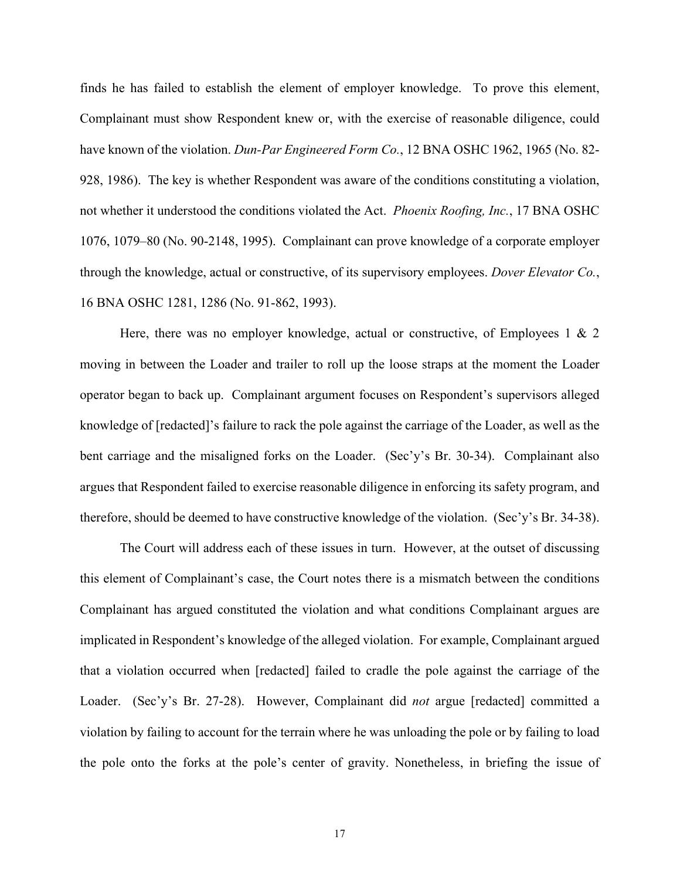finds he has failed to establish the element of employer knowledge. To prove this element, Complainant must show Respondent knew or, with the exercise of reasonable diligence, could have known of the violation. *Dun-Par Engineered Form Co.*, 12 BNA OSHC 1962, 1965 (No. 82-928, 1986). The key is whether Respondent was aware of the conditions constituting a violation, not whether it understood the conditions violated the Act. *Phoenix Roofing, Inc.*, 17 BNA OSHC 1076, 1079–80 (No. 90-2148, 1995). Complainant can prove knowledge of a corporate employer through the knowledge, actual or constructive, of its supervisory employees. *Dover Elevator Co.*, 16 BNA OSHC 1281, 1286 (No. 91-862, 1993).

Here, there was no employer knowledge, actual or constructive, of Employees 1 & 2 moving in between the Loader and trailer to roll up the loose straps at the moment the Loader operator began to back up. Complainant argument focuses on Respondent's supervisors alleged knowledge of [redacted]'s failure to rack the pole against the carriage of the Loader, as well as the bent carriage and the misaligned forks on the Loader. (Sec'y's Br. 30-34). Complainant also argues that Respondent failed to exercise reasonable diligence in enforcing its safety program, and therefore, should be deemed to have constructive knowledge of the violation. (Sec'y's Br. 34-38).

The Court will address each of these issues in turn. However, at the outset of discussing this element of Complainant's case, the Court notes there is a mismatch between the conditions Complainant has argued constituted the violation and what conditions Complainant argues are implicated in Respondent's knowledge of the alleged violation. For example, Complainant argued that a violation occurred when [redacted] failed to cradle the pole against the carriage of the Loader. (Sec'y's Br. 27-28). However, Complainant did *not* argue [redacted] committed a violation by failing to account for the terrain where he was unloading the pole or by failing to load the pole onto the forks at the pole's center of gravity. Nonetheless, in briefing the issue of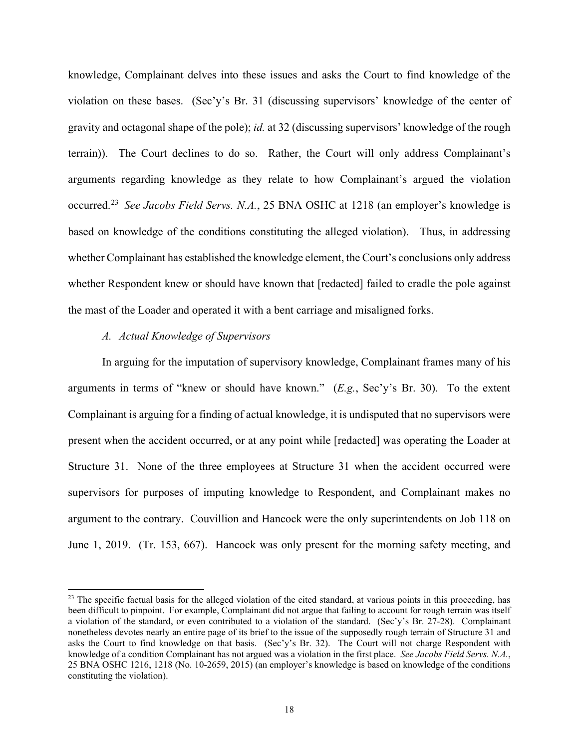knowledge, Complainant delves into these issues and asks the Court to find knowledge of the violation on these bases. (Sec'y's Br. 31 (discussing supervisors' knowledge of the center of gravity and octagonal shape of the pole); *id.* at 32 (discussing supervisors' knowledge of the rough terrain)). The Court declines to do so. Rather, the Court will only address Complainant's arguments regarding knowledge as they relate to how Complainant's argued the violation occurred.[23] *See Jacobs Field Servs. N.A.*, 25 BNA OSHC at 1218 (an employer's knowledge is based on knowledge of the conditions constituting the alleged violation). Thus, in addressing whether Complainant has established the knowledge element, the Court's conclusions only address whether Respondent knew or should have known that [redacted] failed to cradle the pole against the mast of the Loader and operated it with a bent carriage and misaligned forks.

### *A. Actual Knowledge of Supervisors*

In arguing for the imputation of supervisory knowledge, Complainant frames many of his arguments in terms of "knew or should have known." (*E.g.*, Sec'y's Br. 30). To the extent Complainant is arguing for a finding of actual knowledge, it is undisputed that no supervisors were present when the accident occurred, or at any point while [redacted] was operating the Loader at Structure 31. None of the three employees at Structure 31 when the accident occurred were supervisors for purposes of imputing knowledge to Respondent, and Complainant makes no argument to the contrary. Couvillion and Hancock were the only superintendents on Job 118 on June 1, 2019. (Tr. 153, 667). Hancock was only present for the morning safety meeting, and

---

[23] The specific factual basis for the alleged violation of the cited standard, at various points in this proceeding, has been difficult to pinpoint. For example, Complainant did not argue that failing to account for rough terrain was itself a violation of the standard, or even contributed to a violation of the standard. (Sec'y's Br. 27-28). Complainant nonetheless devotes nearly an entire page of its brief to the issue of the supposedly rough terrain of Structure 31 and asks the Court to find knowledge on that basis. (Sec'y's Br. 32). The Court will not charge Respondent with knowledge of a condition Complainant has not argued was a violation in the first place. *See Jacobs Field Servs. N.A.*, 25 BNA OSHC 1216, 1218 (No. 10-2659, 2015) (an employer's knowledge is based on knowledge of the conditions constituting the violation).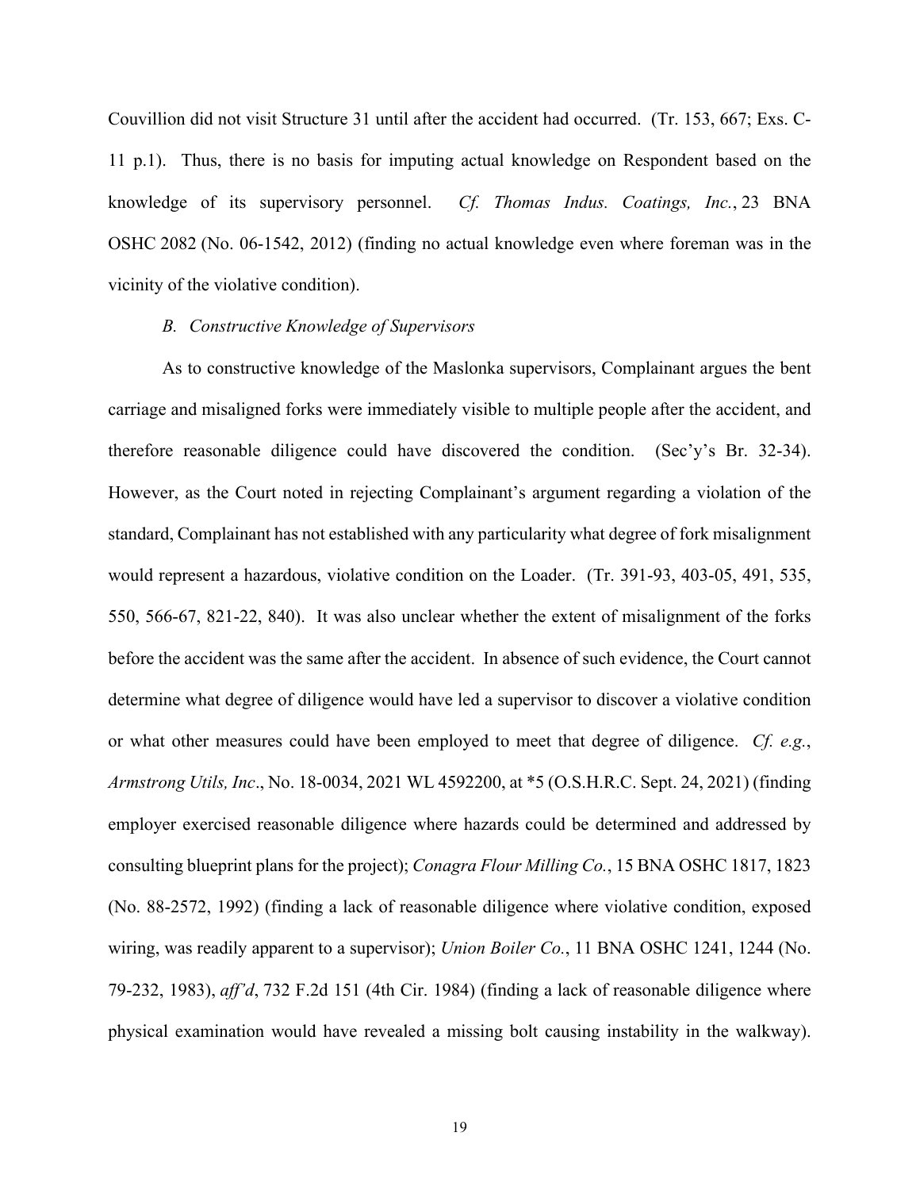Couvillion did not visit Structure 31 until after the accident had occurred. (Tr. 153, 667; Exs. C-11 p.1). Thus, there is no basis for imputing actual knowledge on Respondent based on the knowledge of its supervisory personnel. *Cf. Thomas Indus. Coatings, Inc.*, 23 BNA OSHC 2082 (No. 06-1542, 2012) (finding no actual knowledge even where foreman was in the vicinity of the violative condition).

*B. Constructive Knowledge of Supervisors*

As to constructive knowledge of the Maslonka supervisors, Complainant argues the bent carriage and misaligned forks were immediately visible to multiple people after the accident, and therefore reasonable diligence could have discovered the condition. (Sec'y's Br. 32-34). However, as the Court noted in rejecting Complainant's argument regarding a violation of the standard, Complainant has not established with any particularity what degree of fork misalignment would represent a hazardous, violative condition on the Loader. (Tr. 391-93, 403-05, 491, 535, 550, 566-67, 821-22, 840). It was also unclear whether the extent of misalignment of the forks before the accident was the same after the accident. In absence of such evidence, the Court cannot determine what degree of diligence would have led a supervisor to discover a violative condition or what other measures could have been employed to meet that degree of diligence. *Cf. e.g.*, *Armstrong Utils, Inc*., No. 18-0034, 2021 WL 4592200, at *5 (O.S.H.R.C. Sept. 24, 2021) (finding employer exercised reasonable diligence where hazards could be determined and addressed by consulting blueprint plans for the project); *Conagra Flour Milling Co.*, 15 BNA OSHC 1817, 1823 (No. 88-2572, 1992) (finding a lack of reasonable diligence where violative condition, exposed wiring, was readily apparent to a supervisor); *Union Boiler Co.*, 11 BNA OSHC 1241, 1244 (No. 79-232, 1983), *aff'd*, 732 F.2d 151 (4th Cir. 1984) (finding a lack of reasonable diligence where physical examination would have revealed a missing bolt causing instability in the walkway).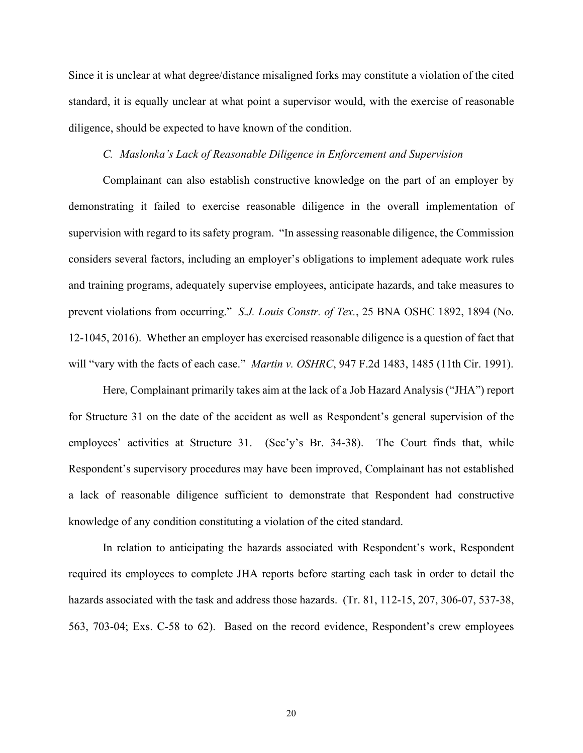Since it is unclear at what degree/distance misaligned forks may constitute a violation of the cited standard, it is equally unclear at what point a supervisor would, with the exercise of reasonable diligence, should be expected to have known of the condition.

*C. Maslonka's Lack of Reasonable Diligence in Enforcement and Supervision*

Complainant can also establish constructive knowledge on the part of an employer by demonstrating it failed to exercise reasonable diligence in the overall implementation of supervision with regard to its safety program. "In assessing reasonable diligence, the Commission considers several factors, including an employer's obligations to implement adequate work rules and training programs, adequately supervise employees, anticipate hazards, and take measures to prevent violations from occurring." *S.J. Louis Constr. of Tex.*, 25 BNA OSHC 1892, 1894 (No. 12-1045, 2016). Whether an employer has exercised reasonable diligence is a question of fact that will "vary with the facts of each case." *Martin v. OSHRC*, 947 F.2d 1483, 1485 (11th Cir. 1991).

Here, Complainant primarily takes aim at the lack of a Job Hazard Analysis ("JHA") report for Structure 31 on the date of the accident as well as Respondent's general supervision of the employees' activities at Structure 31. (Sec'y's Br. 34-38). The Court finds that, while Respondent's supervisory procedures may have been improved, Complainant has not established a lack of reasonable diligence sufficient to demonstrate that Respondent had constructive knowledge of any condition constituting a violation of the cited standard.

In relation to anticipating the hazards associated with Respondent's work, Respondent required its employees to complete JHA reports before starting each task in order to detail the hazards associated with the task and address those hazards. (Tr. 81, 112-15, 207, 306-07, 537-38, 563, 703-04; Exs. C-58 to 62). Based on the record evidence, Respondent's crew employees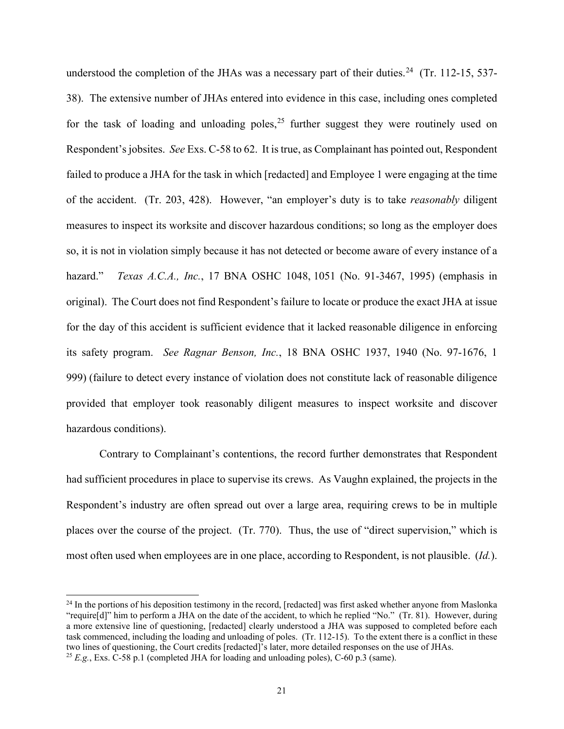understood the completion of the JHAs was a necessary part of their duties.[24] (Tr. 112-15, 537-38). The extensive number of JHAs entered into evidence in this case, including ones completed for the task of loading and unloading poles,[25] further suggest they were routinely used on Respondent's jobsites. *See* Exs. C-58 to 62. It is true, as Complainant has pointed out, Respondent failed to produce a JHA for the task in which [redacted] and Employee 1 were engaging at the time of the accident. (Tr. 203, 428). However, "an employer's duty is to take *reasonably* diligent measures to inspect its worksite and discover hazardous conditions; so long as the employer does so, it is not in violation simply because it has not detected or become aware of every instance of a hazard." *Texas A.C.A., Inc.*, 17 BNA OSHC 1048, 1051 (No. 91-3467, 1995) (emphasis in original). The Court does not find Respondent's failure to locate or produce the exact JHA at issue for the day of this accident is sufficient evidence that it lacked reasonable diligence in enforcing its safety program. *See Ragnar Benson, Inc.*, 18 BNA OSHC 1937, 1940 (No. 97-1676, 1 999) (failure to detect every instance of violation does not constitute lack of reasonable diligence provided that employer took reasonably diligent measures to inspect worksite and discover hazardous conditions).

Contrary to Complainant's contentions, the record further demonstrates that Respondent had sufficient procedures in place to supervise its crews. As Vaughn explained, the projects in the Respondent's industry are often spread out over a large area, requiring crews to be in multiple places over the course of the project. (Tr. 770). Thus, the use of "direct supervision," which is most often used when employees are in one place, according to Respondent, is not plausible. (*Id.*).

---

[24] In the portions of his deposition testimony in the record, [redacted] was first asked whether anyone from Maslonka "require[d]" him to perform a JHA on the date of the accident, to which he replied "No." (Tr. 81). However, during a more extensive line of questioning, [redacted] clearly understood a JHA was supposed to completed before each task commenced, including the loading and unloading of poles. (Tr. 112-15). To the extent there is a conflict in these two lines of questioning, the Court credits [redacted]'s later, more detailed responses on the use of JHAs.

[25] *E.g.*, Exs. C-58 p.1 (completed JHA for loading and unloading poles), C-60 p.3 (same).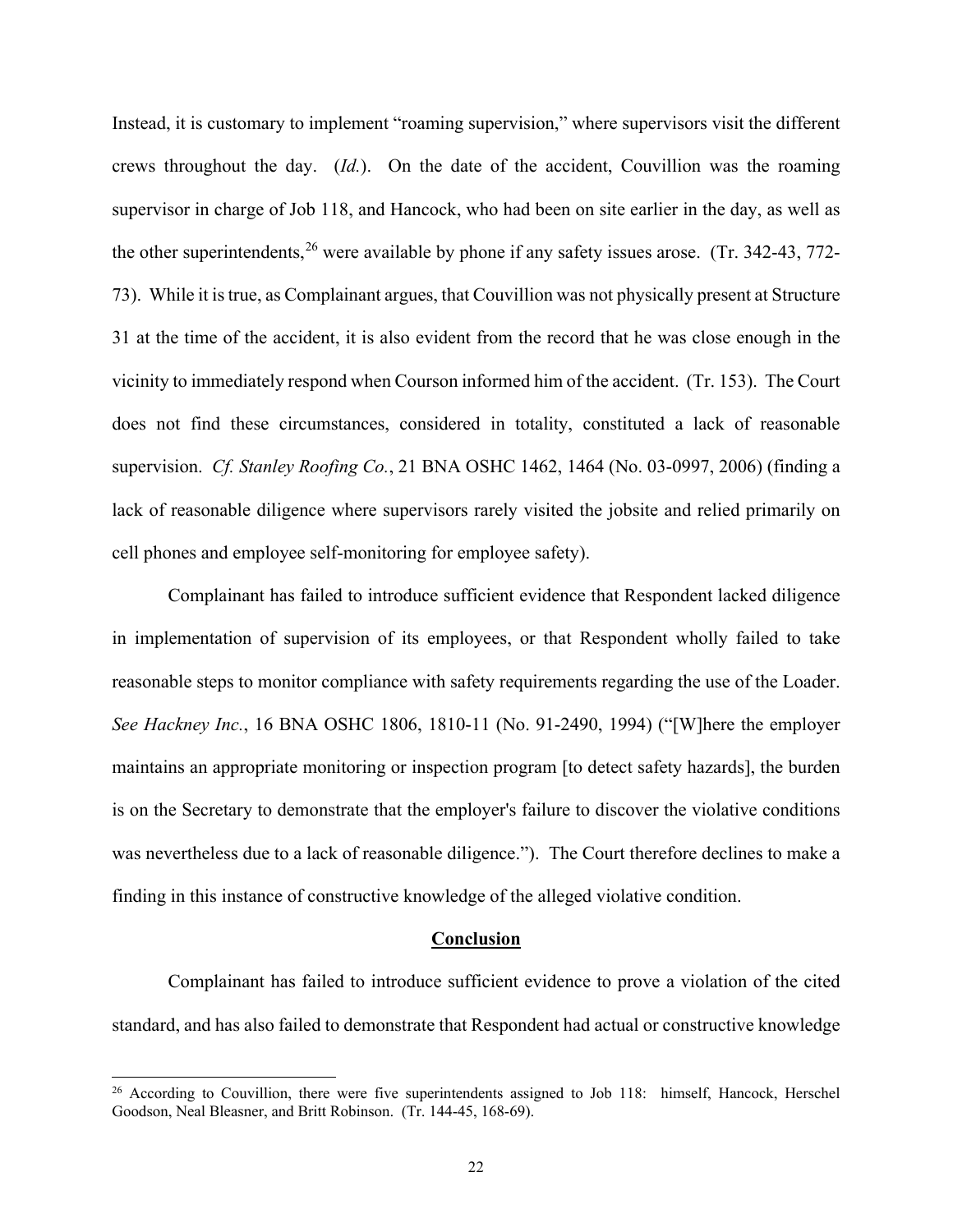Instead, it is customary to implement "roaming supervision," where supervisors visit the different crews throughout the day. (*Id.*). On the date of the accident, Couvillion was the roaming supervisor in charge of Job 118, and Hancock, who had been on site earlier in the day, as well as the other superintendents,[26] were available by phone if any safety issues arose. (Tr. 342-43, 772-73). While it is true, as Complainant argues, that Couvillion was not physically present at Structure 31 at the time of the accident, it is also evident from the record that he was close enough in the vicinity to immediately respond when Courson informed him of the accident. (Tr. 153). The Court does not find these circumstances, considered in totality, constituted a lack of reasonable supervision. *Cf. Stanley Roofing Co.*, 21 BNA OSHC 1462, 1464 (No. 03-0997, 2006) (finding a lack of reasonable diligence where supervisors rarely visited the jobsite and relied primarily on cell phones and employee self-monitoring for employee safety).

Complainant has failed to introduce sufficient evidence that Respondent lacked diligence in implementation of supervision of its employees, or that Respondent wholly failed to take reasonable steps to monitor compliance with safety requirements regarding the use of the Loader. *See Hackney Inc.*, 16 BNA OSHC 1806, 1810-11 (No. 91-2490, 1994) ("[W]here the employer maintains an appropriate monitoring or inspection program [to detect safety hazards], the burden is on the Secretary to demonstrate that the employer's failure to discover the violative conditions was nevertheless due to a lack of reasonable diligence."). The Court therefore declines to make a finding in this instance of constructive knowledge of the alleged violative condition.

## **Conclusion**

Complainant has failed to introduce sufficient evidence to prove a violation of the cited standard, and has also failed to demonstrate that Respondent had actual or constructive knowledge

---

[26] According to Couvillion, there were five superintendents assigned to Job 118: himself, Hancock, Herschel Goodson, Neal Bleasner, and Britt Robinson. (Tr. 144-45, 168-69).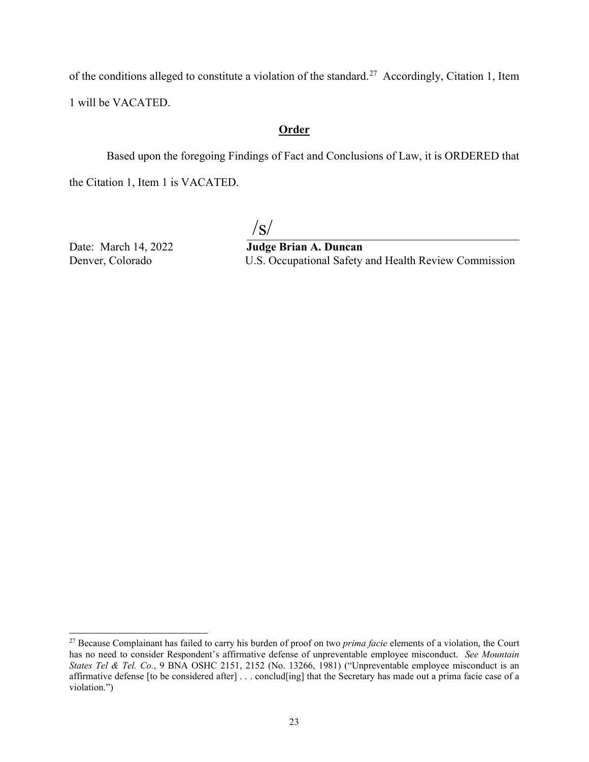of the conditions alleged to constitute a violation of the standard.[27] Accordingly, Citation 1, Item 1 will be VACATED.

## **Order**

Based upon the foregoing Findings of Fact and Conclusions of Law, it is ORDERED that the Citation 1, Item 1 is VACATED.

/s/

Date: March 14, 2022
Denver, Colorado

**Judge Brian A. Duncan**
U.S. Occupational Safety and Health Review Commission

---

[27] Because Complainant has failed to carry his burden of proof on two *prima facie* elements of a violation, the Court has no need to consider Respondent's affirmative defense of unpreventable employee misconduct. *See Mountain States Tel & Tel. Co.*, 9 BNA OSHC 2151, 2152 (No. 13266, 1981) ("Unpreventable employee misconduct is an affirmative defense [to be considered after] . . . conclud[ing] that the Secretary has made out a prima facie case of a violation.")